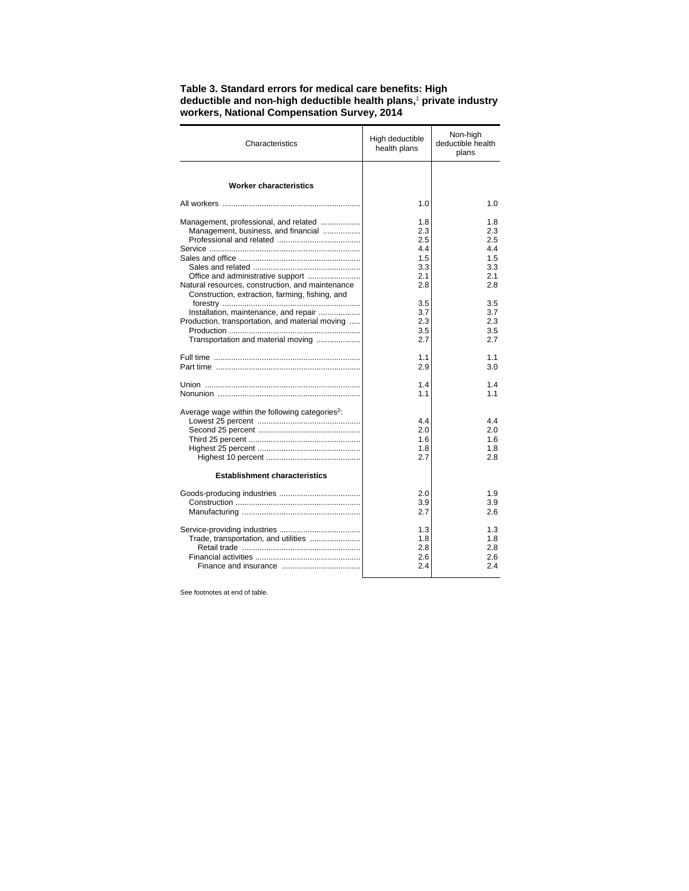**Table 3. Standard errors for medical care benefits: High deductible and non-high deductible health plans,[1] private industry workers, National Compensation Survey, 2014**

| Characteristics | High deductible health plans | Non-high deductible health plans |
|---|---|---|
| **Worker characteristics** | | |
| All workers | 1.0 | 1.0 |
| Management, professional, and related | 1.8 | 1.8 |
| Management, business, and financial | 2.3 | 2.3 |
| Professional and related | 2.5 | 2.5 |
| Service | 4.4 | 4.4 |
| Sales and office | 1.5 | 1.5 |
| Sales and related | 3.3 | 3.3 |
| Office and administrative support | 2.1 | 2.1 |
| Natural resources, construction, and maintenance | 2.8 | 2.8 |
| Construction, extraction, farming, fishing, and forestry | 3.5 | 3.5 |
| Installation, maintenance, and repair | 3.7 | 3.7 |
| Production, transportation, and material moving | 2.3 | 2.3 |
| Production | 3.5 | 3.5 |
| Transportation and material moving | 2.7 | 2.7 |
| Full time | 1.1 | 1.1 |
| Part time | 2.9 | 3.0 |
| Union | 1.4 | 1.4 |
| Nonunion | 1.1 | 1.1 |
| Average wage within the following categories[2]: | | |
| Lowest 25 percent | 4.4 | 4.4 |
| Second 25 percent | 2.0 | 2.0 |
| Third 25 percent | 1.6 | 1.6 |
| Highest 25 percent | 1.8 | 1.8 |
| Highest 10 percent | 2.7 | 2.8 |
| **Establishment characteristics** | | |
| Goods-producing industries | 2.0 | 1.9 |
| Construction | 3.9 | 3.9 |
| Manufacturing | 2.7 | 2.6 |
| Service-providing industries | 1.3 | 1.3 |
| Trade, transportation, and utilities | 1.8 | 1.8 |
| Retail trade | 2.8 | 2.8 |
| Financial activities | 2.6 | 2.6 |
| Finance and insurance | 2.4 | 2.4 |

See footnotes at end of table.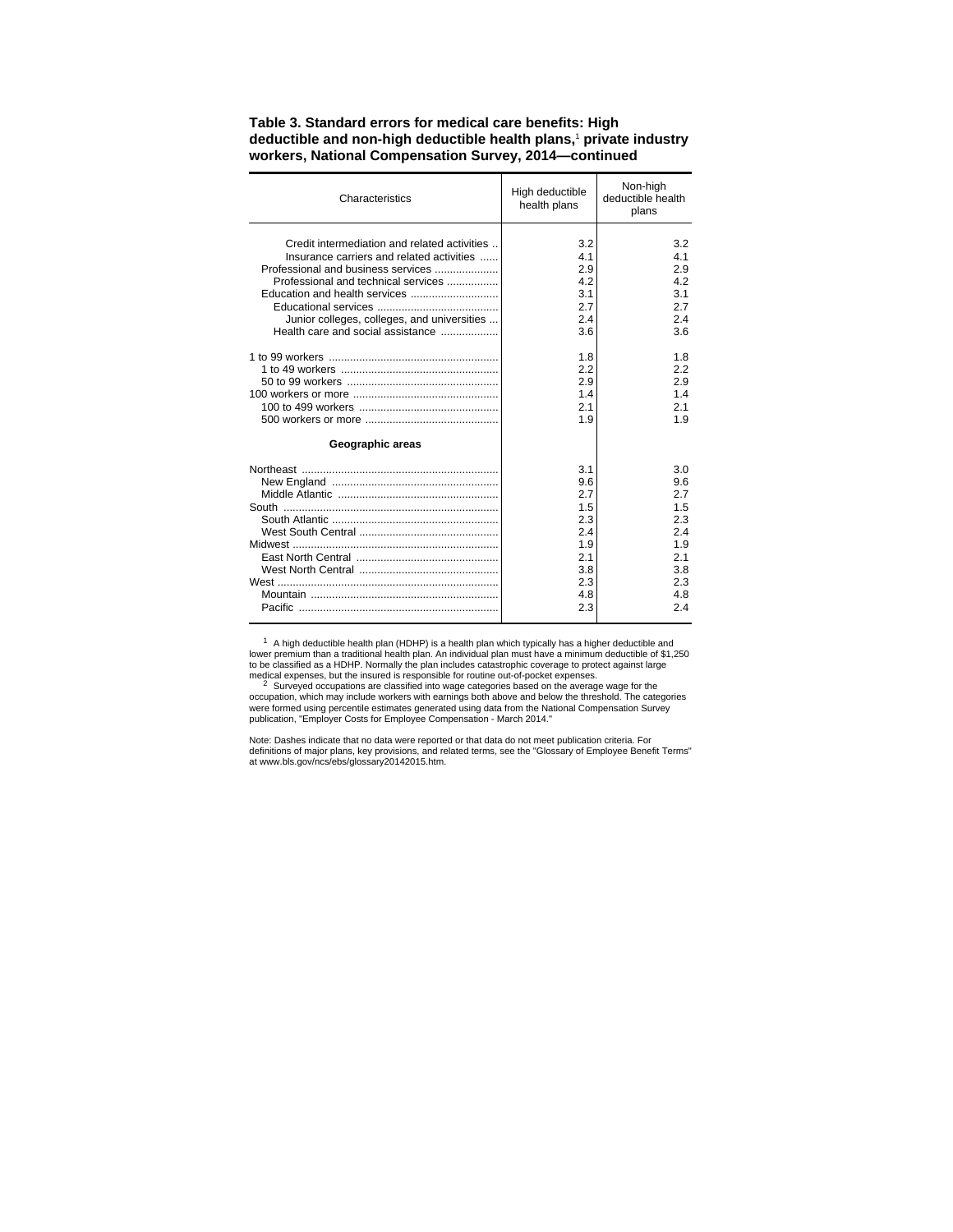## Table 3. Standard errors for medical care benefits: High deductible and non-high deductible health plans,[1] private industry workers, National Compensation Survey, 2014—continued

| Characteristics | High deductible health plans | Non-high deductible health plans |
|---|---|---|
| Credit intermediation and related activities | 3.2 | 3.2 |
| Insurance carriers and related activities | 4.1 | 4.1 |
| Professional and business services | 2.9 | 2.9 |
| Professional and technical services | 4.2 | 4.2 |
| Education and health services | 3.1 | 3.1 |
| Educational services | 2.7 | 2.7 |
| Junior colleges, colleges, and universities | 2.4 | 2.4 |
| Health care and social assistance | 3.6 | 3.6 |
| 1 to 99 workers | 1.8 | 1.8 |
| 1 to 49 workers | 2.2 | 2.2 |
| 50 to 99 workers | 2.9 | 2.9 |
| 100 workers or more | 1.4 | 1.4 |
| 100 to 499 workers | 2.1 | 2.1 |
| 500 workers or more | 1.9 | 1.9 |
| **Geographic areas** | | |
| Northeast | 3.1 | 3.0 |
| New England | 9.6 | 9.6 |
| Middle Atlantic | 2.7 | 2.7 |
| South | 1.5 | 1.5 |
| South Atlantic | 2.3 | 2.3 |
| West South Central | 2.4 | 2.4 |
| Midwest | 1.9 | 1.9 |
| East North Central | 2.1 | 2.1 |
| West North Central | 3.8 | 3.8 |
| West | 2.3 | 2.3 |
| Mountain | 4.8 | 4.8 |
| Pacific | 2.3 | 2.4 |

[1] A high deductible health plan (HDHP) is a health plan which typically has a higher deductible and lower premium than a traditional health plan. An individual plan must have a minimum deductible of $1,250 to be classified as a HDHP. Normally the plan includes catastrophic coverage to protect against large medical expenses, but the insured is responsible for routine out-of-pocket expenses.

[2] Surveyed occupations are classified into wage categories based on the average wage for the occupation, which may include workers with earnings both above and below the threshold. The categories were formed using percentile estimates generated using data from the National Compensation Survey publication, "Employer Costs for Employee Compensation - March 2014."

Note: Dashes indicate that no data were reported or that data do not meet publication criteria. For definitions of major plans, key provisions, and related terms, see the "Glossary of Employee Benefit Terms" at www.bls.gov/ncs/ebs/glossary20142015.htm.